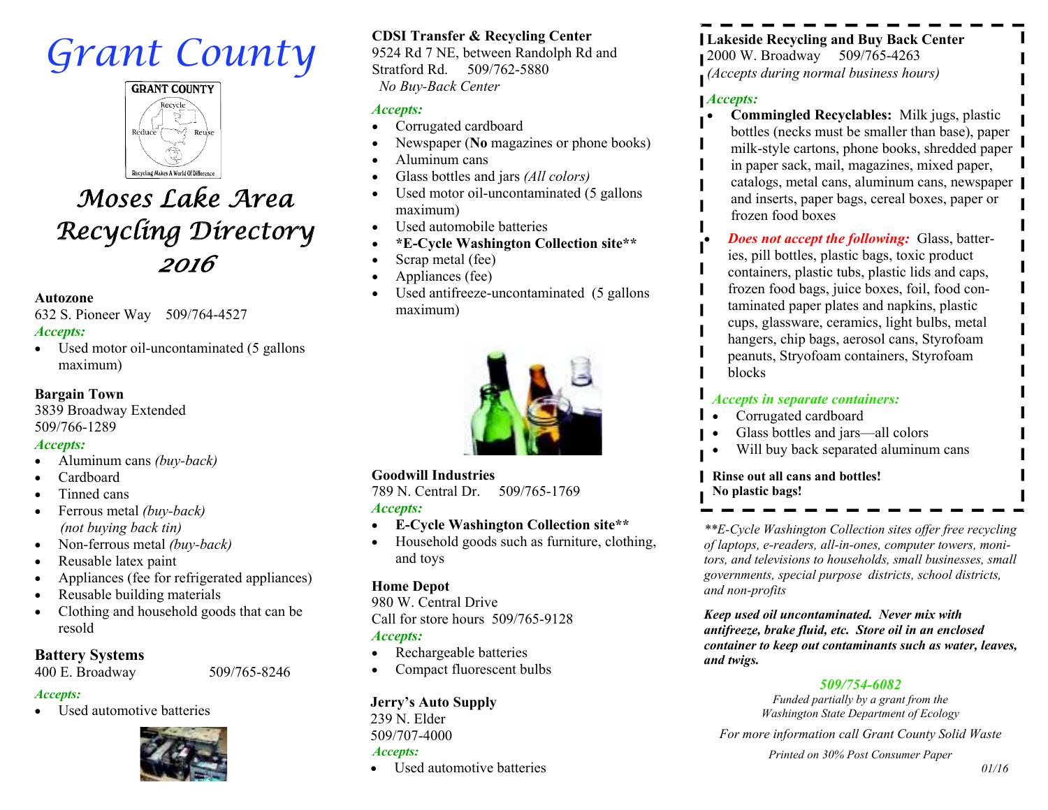# Grant County

GRANT COUNTY
Recycle
Reduce Reuse
Recycling Makes A World Of Difference

# Moses Lake Area Recycling Directory 2016

**Autozone**
632 S. Pioneer Way 509/764-4527
*Accepts:*
- Used motor oil-uncontaminated (5 gallons maximum)

**Bargain Town**
3839 Broadway Extended
509/766-1289
*Accepts:*
- Aluminum cans *(buy-back)*
- Cardboard
- Tinned cans
- Ferrous metal *(buy-back)* *(not buying back tin)*
- Non-ferrous metal *(buy-back)*
- Reusable latex paint
- Appliances (fee for refrigerated appliances)
- Reusable building materials
- Clothing and household goods that can be resold

**Battery Systems**
400 E. Broadway 509/765-8246
*Accepts:*
- Used automotive batteries

**CDSI Transfer & Recycling Center**
9524 Rd 7 NE, between Randolph Rd and Stratford Rd. 509/762-5880
*No Buy-Back Center*
*Accepts:*
- Corrugated cardboard
- Newspaper (**No** magazines or phone books)
- Aluminum cans
- Glass bottles and jars *(All colors)*
- Used motor oil-uncontaminated (5 gallons maximum)
- Used automobile batteries
- **\*E-Cycle Washington Collection site\*\***
- Scrap metal (fee)
- Appliances (fee)
- Used antifreeze-uncontaminated (5 gallons maximum)

**Goodwill Industries**
789 N. Central Dr. 509/765-1769
*Accepts:*
- **E-Cycle Washington Collection site\*\***
- Household goods such as furniture, clothing, and toys

**Home Depot**
980 W. Central Drive
Call for store hours 509/765-9128
*Accepts:*
- Rechargeable batteries
- Compact fluorescent bulbs

**Jerry's Auto Supply**
239 N. Elder
509/707-4000
*Accepts:*
- Used automotive batteries

**Lakeside Recycling and Buy Back Center**
2000 W. Broadway 509/765-4263
*(Accepts during normal business hours)*
*Accepts:*
- **Commingled Recyclables:** Milk jugs, plastic bottles (necks must be smaller than base), paper milk-style cartons, phone books, shredded paper in paper sack, mail, magazines, mixed paper, catalogs, metal cans, aluminum cans, newspaper and inserts, paper bags, cereal boxes, paper or frozen food boxes
- ***Does not accept the following:*** Glass, batteries, pill bottles, plastic bags, toxic product containers, plastic tubs, plastic lids and caps, frozen food bags, juice boxes, foil, food contaminated paper plates and napkins, plastic cups, glassware, ceramics, light bulbs, metal hangers, chip bags, aerosol cans, Styrofoam peanuts, Stryofoam containers, Styrofoam blocks

*Accepts in separate containers:*
- Corrugated cardboard
- Glass bottles and jars—all colors
- Will buy back separated aluminum cans

**Rinse out all cans and bottles!**
**No plastic bags!**

*\*\*E-Cycle Washington Collection sites offer free recycling of laptops, e-readers, all-in-ones, computer towers, monitors, and televisions to households, small businesses, small governments, special purpose districts, school districts, and non-profits*

***Keep used oil uncontaminated. Never mix with antifreeze, brake fluid, etc. Store oil in an enclosed container to keep out contaminants such as water, leaves, and twigs.***

***509/754-6082***

*Funded partially by a grant from the Washington State Department of Ecology*

*For more information call Grant County Solid Waste*

*Printed on 30% Post Consumer Paper*

*01/16*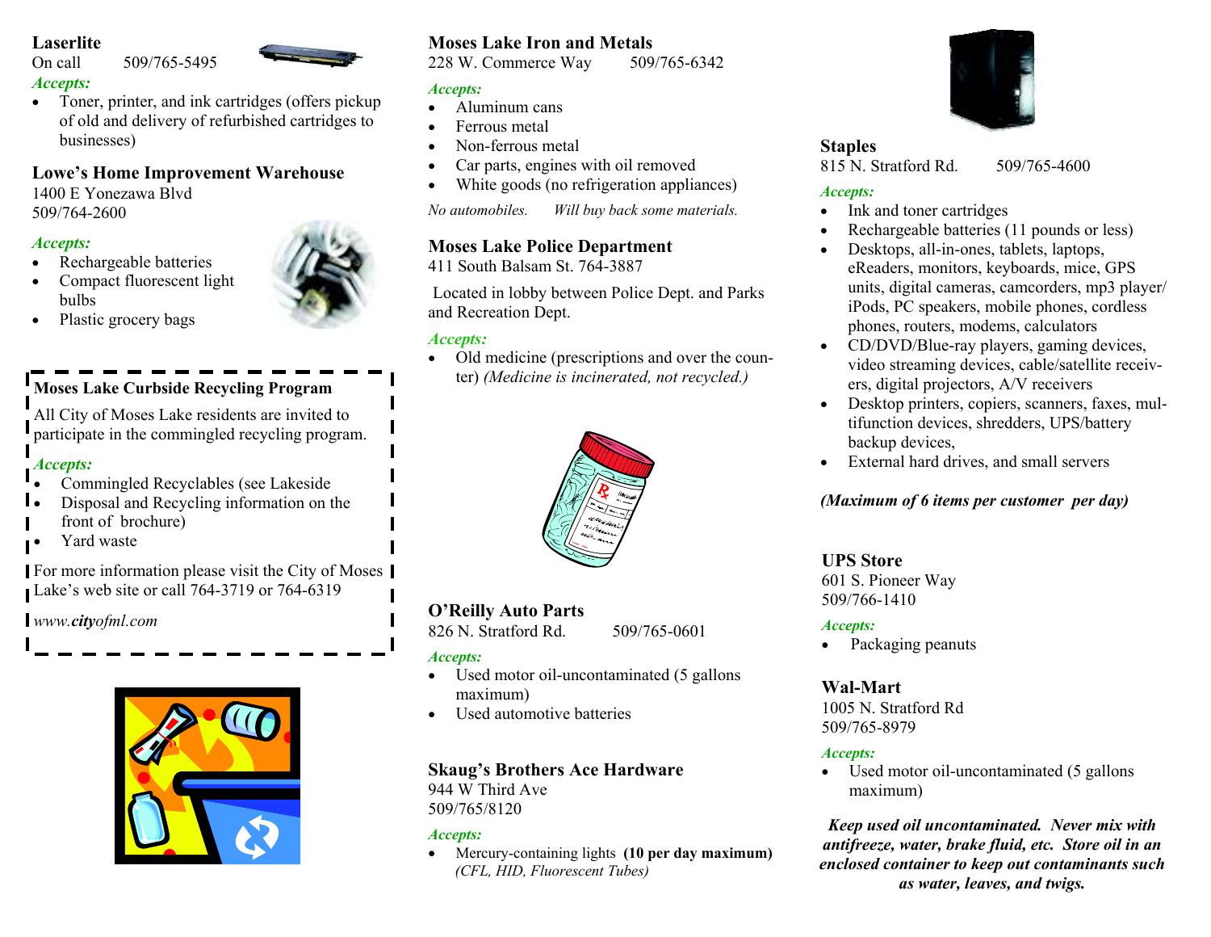### Laserlite

On call 509/765-5495

*Accepts:*

- Toner, printer, and ink cartridges (offers pickup of old and delivery of refurbished cartridges to businesses)

### Lowe's Home Improvement Warehouse

1400 E Yonezawa Blvd
509/764-2600

*Accepts:*

- Rechargeable batteries
- Compact fluorescent light bulbs
- Plastic grocery bags

### Moses Lake Curbside Recycling Program

All City of Moses Lake residents are invited to participate in the commingled recycling program.

*Accepts:*

- Commingled Recyclables (see Lakeside Disposal and Recycling information on the front of brochure)
- Yard waste

For more information please visit the City of Moses Lake's web site or call 764-3719 or 764-6319

*www.**city**ofml.com*

### Moses Lake Iron and Metals

228 W. Commerce Way 509/765-6342

*Accepts:*

- Aluminum cans
- Ferrous metal
- Non-ferrous metal
- Car parts, engines with oil removed
- White goods (no refrigeration appliances)

*No automobiles. Will buy back some materials.*

### Moses Lake Police Department

411 South Balsam St. 764-3887

Located in lobby between Police Dept. and Parks and Recreation Dept.

*Accepts:*

- Old medicine (prescriptions and over the counter) *(Medicine is incinerated, not recycled.)*

### O'Reilly Auto Parts

826 N. Stratford Rd. 509/765-0601

*Accepts:*

- Used motor oil-uncontaminated (5 gallons maximum)
- Used automotive batteries

### Skaug's Brothers Ace Hardware

944 W Third Ave
509/765/8120

*Accepts:*

- Mercury-containing lights **(10 per day maximum)** *(CFL, HID, Fluorescent Tubes)*

### Staples

815 N. Stratford Rd. 509/765-4600

*Accepts:*

- Ink and toner cartridges
- Rechargeable batteries (11 pounds or less)
- Desktops, all-in-ones, tablets, laptops, eReaders, monitors, keyboards, mice, GPS units, digital cameras, camcorders, mp3 player/iPods, PC speakers, mobile phones, cordless phones, routers, modems, calculators
- CD/DVD/Blue-ray players, gaming devices, video streaming devices, cable/satellite receivers, digital projectors, A/V receivers
- Desktop printers, copiers, scanners, faxes, multifunction devices, shredders, UPS/battery backup devices,
- External hard drives, and small servers

***(Maximum of 6 items per customer per day)***

### UPS Store

601 S. Pioneer Way
509/766-1410

*Accepts:*

- Packaging peanuts

### Wal-Mart

1005 N. Stratford Rd
509/765-8979

*Accepts:*

- Used motor oil-uncontaminated (5 gallons maximum)

***Keep used oil uncontaminated. Never mix with antifreeze, water, brake fluid, etc. Store oil in an enclosed container to keep out contaminants such as water, leaves, and twigs.***